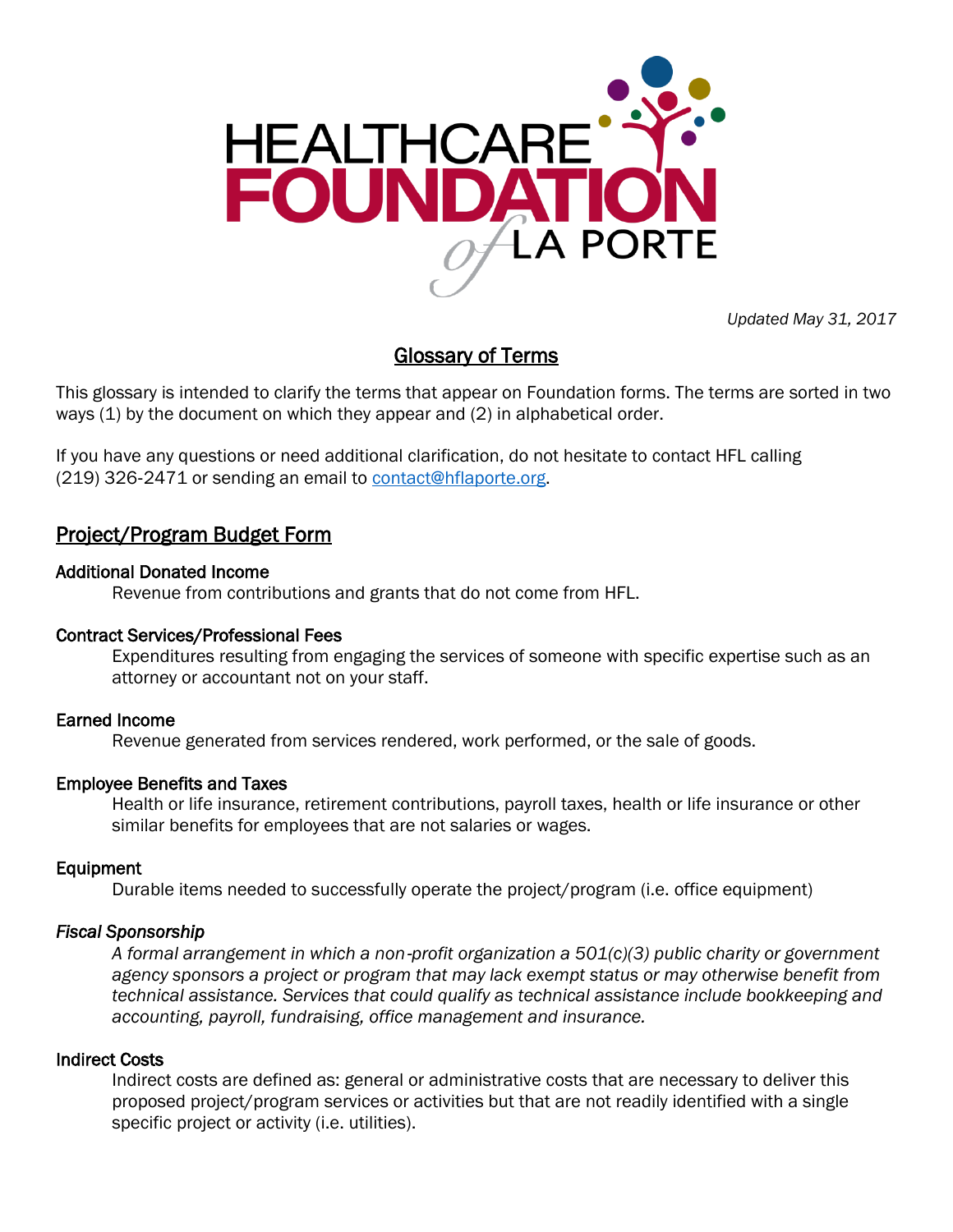HEALTHCARE **FOUNDATION** of LA PORTE

*Updated May 31, 2017*

# Glossary of Terms

This glossary is intended to clarify the terms that appear on Foundation forms. The terms are sorted in two ways (1) by the document on which they appear and (2) in alphabetical order.

If you have any questions or need additional clarification, do not hesitate to contact HFL calling (219) 326-2471 or sending an email to contact@hflaporte.org.

## Project/Program Budget Form

**Additional Donated Income**

Revenue from contributions and grants that do not come from HFL.

**Contract Services/Professional Fees**

Expenditures resulting from engaging the services of someone with specific expertise such as an attorney or accountant not on your staff.

**Earned Income**

Revenue generated from services rendered, work performed, or the sale of goods.

**Employee Benefits and Taxes**

Health or life insurance, retirement contributions, payroll taxes, health or life insurance or other similar benefits for employees that are not salaries or wages.

**Equipment**

Durable items needed to successfully operate the project/program (i.e. office equipment)

***Fiscal Sponsorship***

*A formal arrangement in which a non-profit organization a 501(c)(3) public charity or government agency sponsors a project or program that may lack exempt status or may otherwise benefit from technical assistance. Services that could qualify as technical assistance include bookkeeping and accounting, payroll, fundraising, office management and insurance.*

**Indirect Costs**

Indirect costs are defined as: general or administrative costs that are necessary to deliver this proposed project/program services or activities but that are not readily identified with a single specific project or activity (i.e. utilities).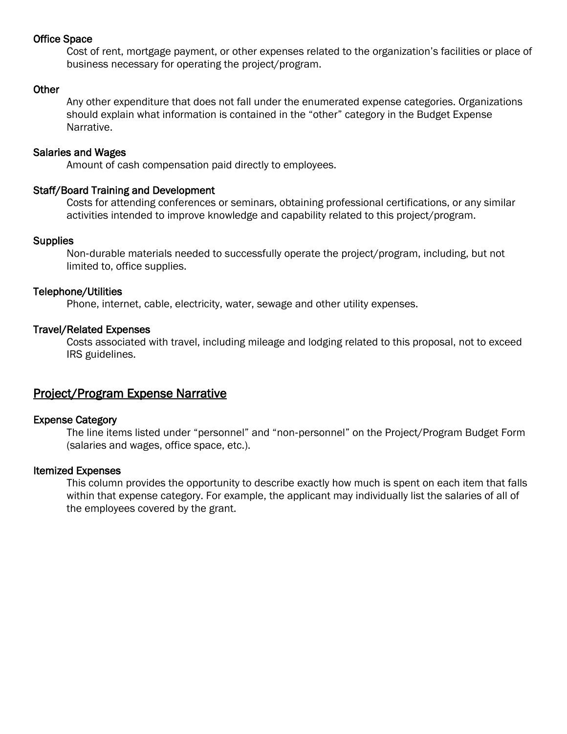**Office Space**

Cost of rent, mortgage payment, or other expenses related to the organization's facilities or place of business necessary for operating the project/program.

**Other**

Any other expenditure that does not fall under the enumerated expense categories. Organizations should explain what information is contained in the "other" category in the Budget Expense Narrative.

**Salaries and Wages**

Amount of cash compensation paid directly to employees.

**Staff/Board Training and Development**

Costs for attending conferences or seminars, obtaining professional certifications, or any similar activities intended to improve knowledge and capability related to this project/program.

**Supplies**

Non-durable materials needed to successfully operate the project/program, including, but not limited to, office supplies.

**Telephone/Utilities**

Phone, internet, cable, electricity, water, sewage and other utility expenses.

**Travel/Related Expenses**

Costs associated with travel, including mileage and lodging related to this proposal, not to exceed IRS guidelines.

## Project/Program Expense Narrative

**Expense Category**

The line items listed under "personnel" and "non-personnel" on the Project/Program Budget Form (salaries and wages, office space, etc.).

**Itemized Expenses**

This column provides the opportunity to describe exactly how much is spent on each item that falls within that expense category. For example, the applicant may individually list the salaries of all of the employees covered by the grant.